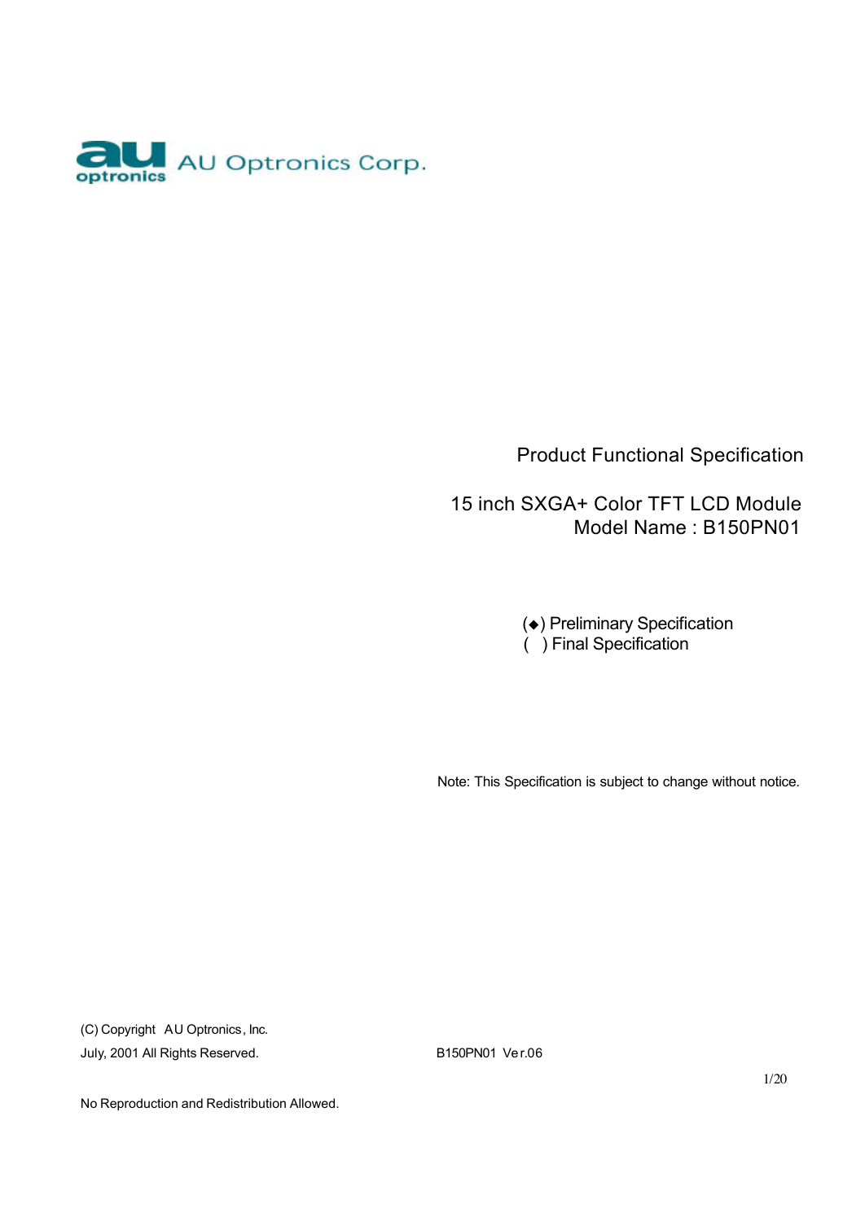AU Optronics Corp.

Product Functional Specification

15 inch SXGA+ Color TFT LCD Module
Model Name : B150PN01

(◆) Preliminary Specification
(   ) Final Specification

Note: This Specification is subject to change without notice.

(C) Copyright AU Optronics, Inc.
July, 2001 All Rights Reserved.

B150PN01 Ver.06

No Reproduction and Redistribution Allowed.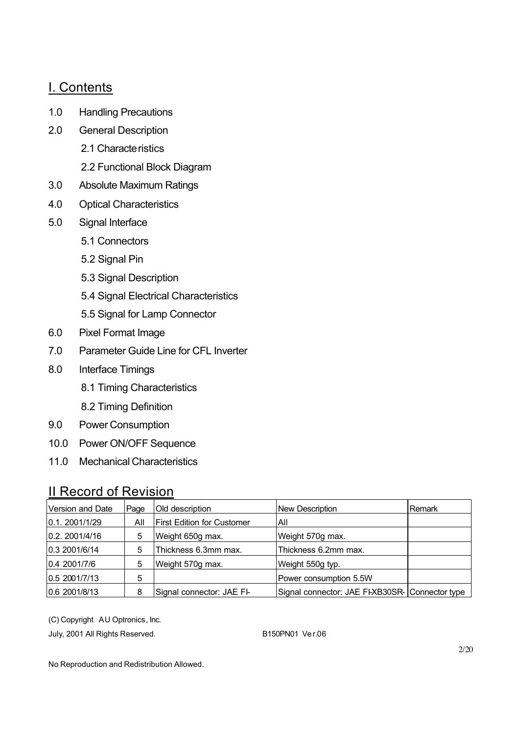## I. Contents

1.0 Handling Precautions

2.0 General Description

- 2.1 Characteristics
- 2.2 Functional Block Diagram

3.0 Absolute Maximum Ratings

4.0 Optical Characteristics

5.0 Signal Interface

- 5.1 Connectors
- 5.2 Signal Pin
- 5.3 Signal Description
- 5.4 Signal Electrical Characteristics
- 5.5 Signal for Lamp Connector

6.0 Pixel Format Image

7.0 Parameter Guide Line for CFL Inverter

8.0 Interface Timings

- 8.1 Timing Characteristics
- 8.2 Timing Definition

9.0 Power Consumption

10.0 Power ON/OFF Sequence

11.0 Mechanical Characteristics

## II Record of Revision

| Version and Date | Page | Old description | New Description | Remark |
|---|---|---|---|---|
| 0.1. 2001/1/29 | All | First Edition for Customer | All | |
| 0.2. 2001/4/16 | 5 | Weight 650g max. | Weight 570g max. | |
| 0.3 2001/6/14 | 5 | Thickness 6.3mm max. | Thickness 6.2mm max. | |
| 0.4 2001/7/6 | 5 | Weight 570g max. | Weight 550g typ. | |
| 0.5 2001/7/13 | 5 | | Power consumption 5.5W | |
| 0.6 2001/8/13 | 8 | Signal connector: JAE FI- | Signal connector: JAE FI-XB30SR- | Connector type |

(C) Copyright AU Optronics, Inc.

July, 2001 All Rights Reserved. B150PN01 Ver.06

No Reproduction and Redistribution Allowed.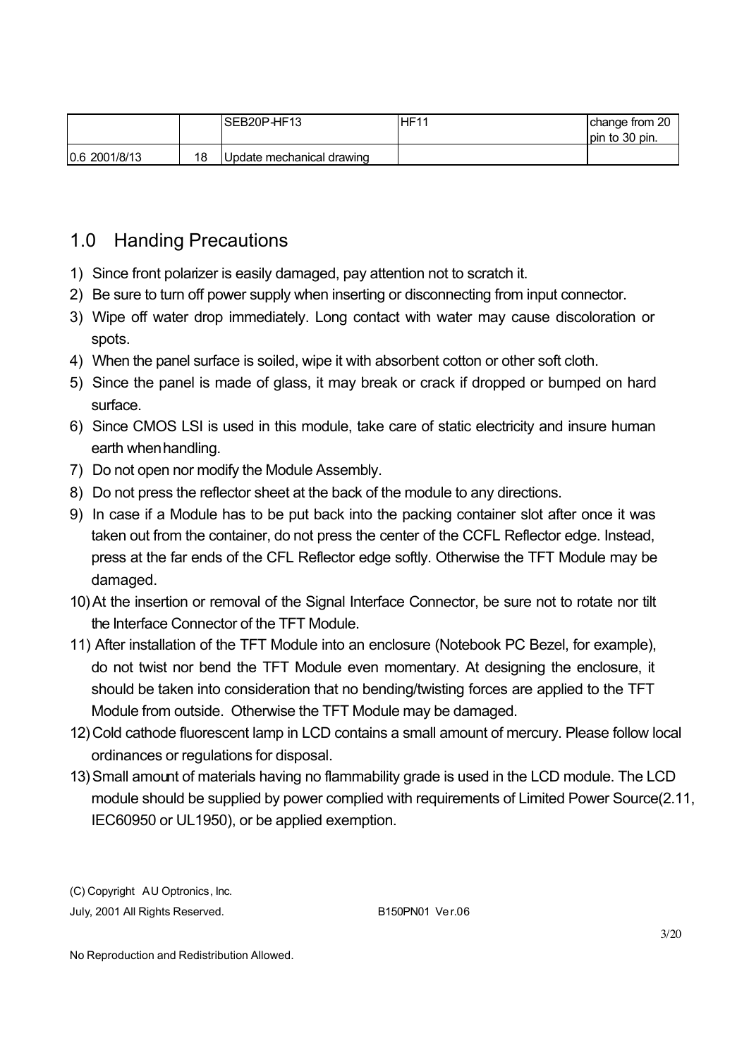| | | SEB20P-HF13 | HF11 | change from 20 pin to 30 pin. |
|---|---|---|---|---|
| 0.6 2001/8/13 | 18 | Update mechanical drawing | | |

## 1.0 Handing Precautions

1) Since front polarizer is easily damaged, pay attention not to scratch it.
2) Be sure to turn off power supply when inserting or disconnecting from input connector.
3) Wipe off water drop immediately. Long contact with water may cause discoloration or spots.
4) When the panel surface is soiled, wipe it with absorbent cotton or other soft cloth.
5) Since the panel is made of glass, it may break or crack if dropped or bumped on hard surface.
6) Since CMOS LSI is used in this module, take care of static electricity and insure human earth when handling.
7) Do not open nor modify the Module Assembly.
8) Do not press the reflector sheet at the back of the module to any directions.
9) In case if a Module has to be put back into the packing container slot after once it was taken out from the container, do not press the center of the CCFL Reflector edge. Instead, press at the far ends of the CFL Reflector edge softly. Otherwise the TFT Module may be damaged.
10) At the insertion or removal of the Signal Interface Connector, be sure not to rotate nor tilt the Interface Connector of the TFT Module.
11) After installation of the TFT Module into an enclosure (Notebook PC Bezel, for example), do not twist nor bend the TFT Module even momentary. At designing the enclosure, it should be taken into consideration that no bending/twisting forces are applied to the TFT Module from outside. Otherwise the TFT Module may be damaged.
12) Cold cathode fluorescent lamp in LCD contains a small amount of mercury. Please follow local ordinances or regulations for disposal.
13) Small amount of materials having no flammability grade is used in the LCD module. The LCD module should be supplied by power complied with requirements of Limited Power Source(2.11, IEC60950 or UL1950), or be applied exemption.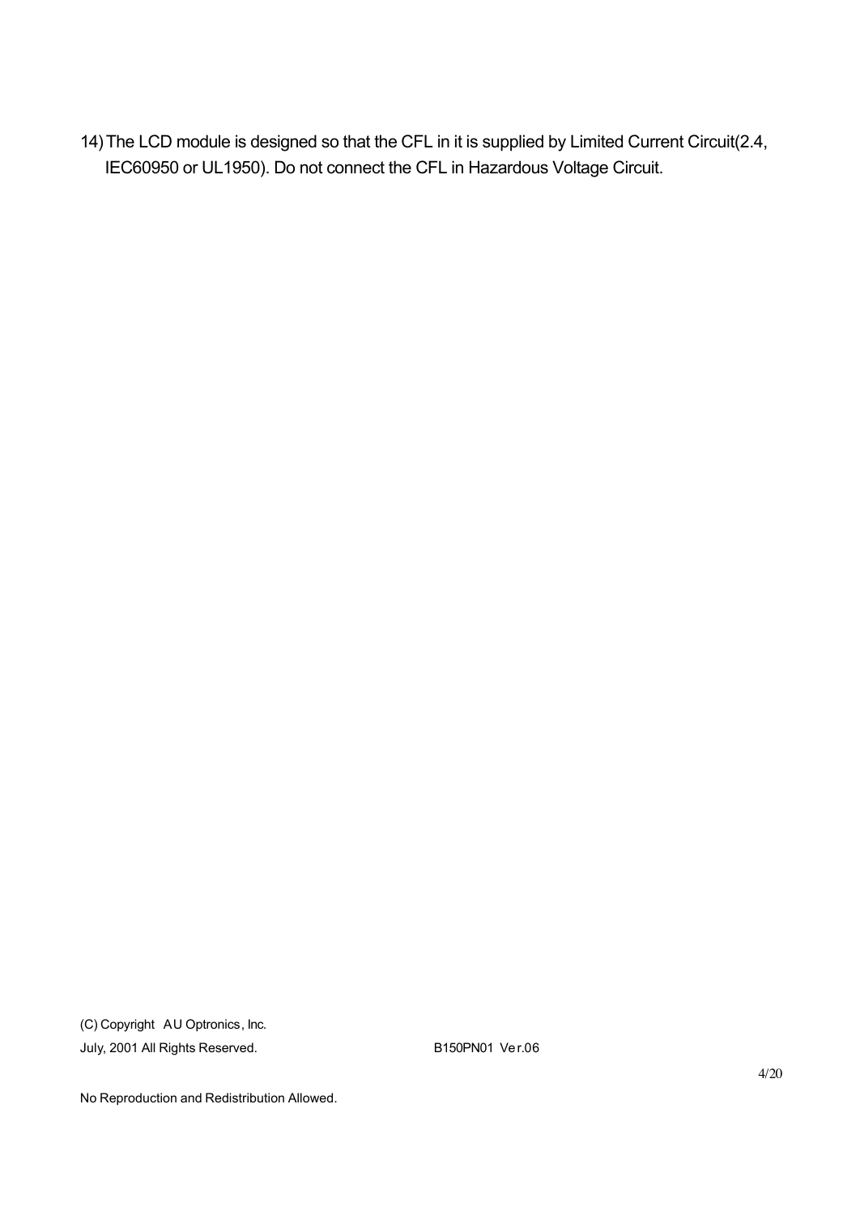14) The LCD module is designed so that the CFL in it is supplied by Limited Current Circuit(2.4, IEC60950 or UL1950). Do not connect the CFL in Hazardous Voltage Circuit.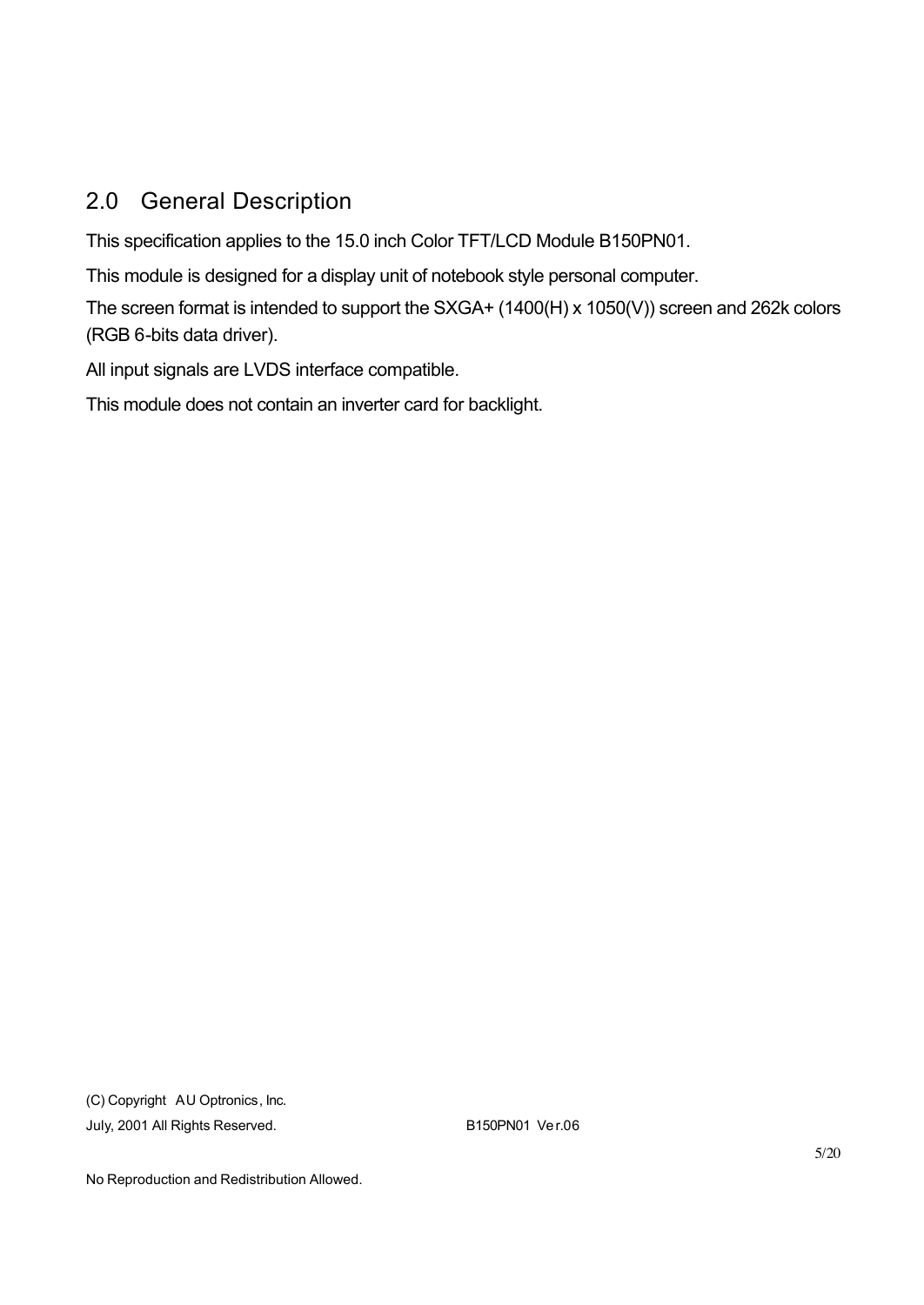## 2.0 General Description

This specification applies to the 15.0 inch Color TFT/LCD Module B150PN01.

This module is designed for a display unit of notebook style personal computer.

The screen format is intended to support the SXGA+ (1400(H) x 1050(V)) screen and 262k colors (RGB 6-bits data driver).

All input signals are LVDS interface compatible.

This module does not contain an inverter card for backlight.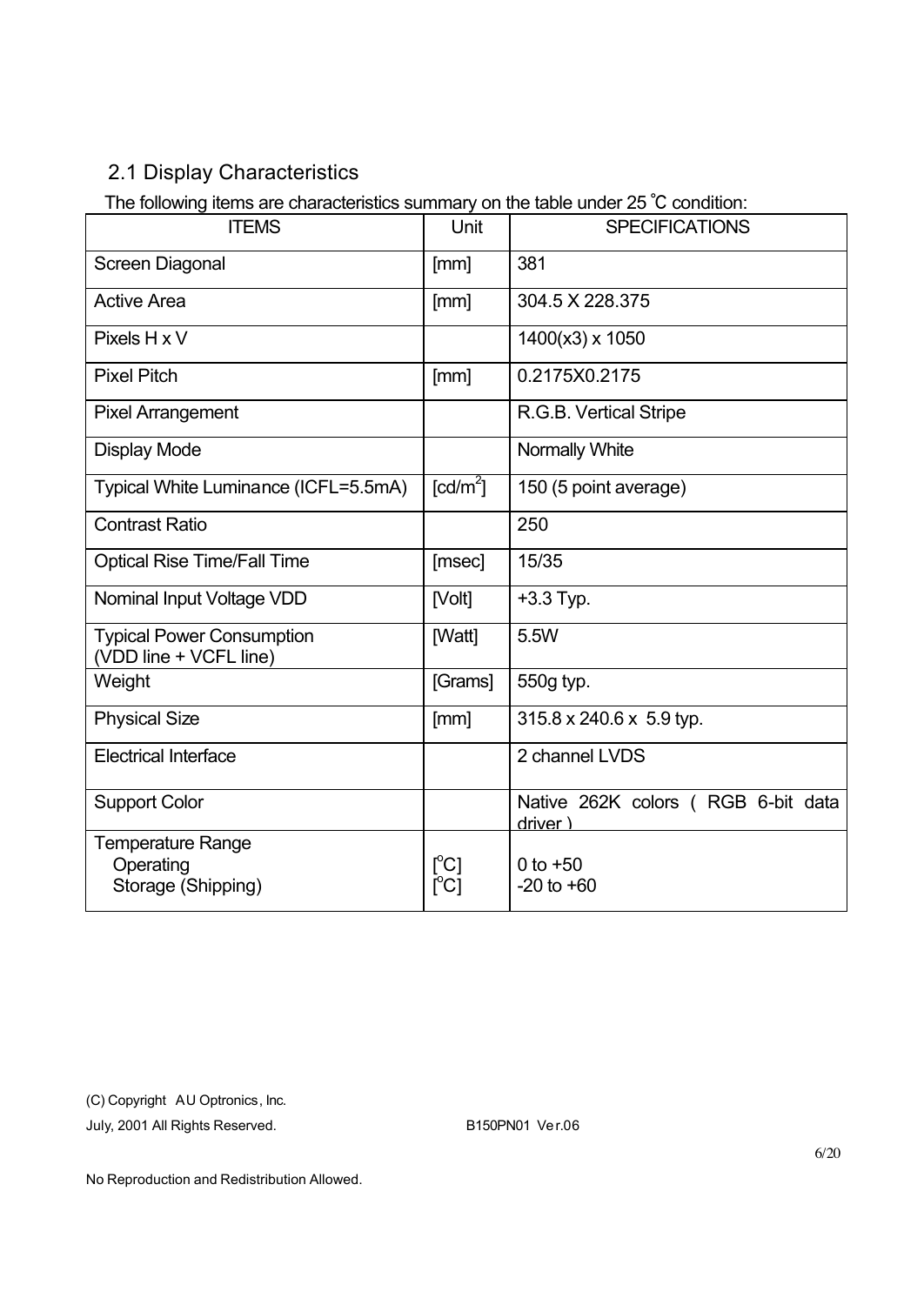## 2.1 Display Characteristics

The following items are characteristics summary on the table under 25 ℃ condition:

| ITEMS | Unit | SPECIFICATIONS |
|---|---|---|
| Screen Diagonal | [mm] | 381 |
| Active Area | [mm] | 304.5 X 228.375 |
| Pixels H x V | | 1400(x3) x 1050 |
| Pixel Pitch | [mm] | 0.2175X0.2175 |
| Pixel Arrangement | | R.G.B. Vertical Stripe |
| Display Mode | | Normally White |
| Typical White Luminance (ICFL=5.5mA) | [cd/$m^2$] | 150 (5 point average) |
| Contrast Ratio | | 250 |
| Optical Rise Time/Fall Time | [msec] | 15/35 |
| Nominal Input Voltage VDD | [Volt] | +3.3 Typ. |
| Typical Power Consumption (VDD line + VCFL line) | [Watt] | 5.5W |
| Weight | [Grams] | 550g typ. |
| Physical Size | [mm] | 315.8 x 240.6 x 5.9 typ. |
| Electrical Interface | | 2 channel LVDS |
| Support Color | | Native 262K colors ( RGB 6-bit data driver ) |
| Temperature Range<br>Operating<br>Storage (Shipping) | <br>[°C]<br>[°C] | <br>0 to +50<br>-20 to +60 |

(C) Copyright AU Optronics, Inc.
July, 2001 All Rights Reserved. B150PN01 Ver.06

No Reproduction and Redistribution Allowed.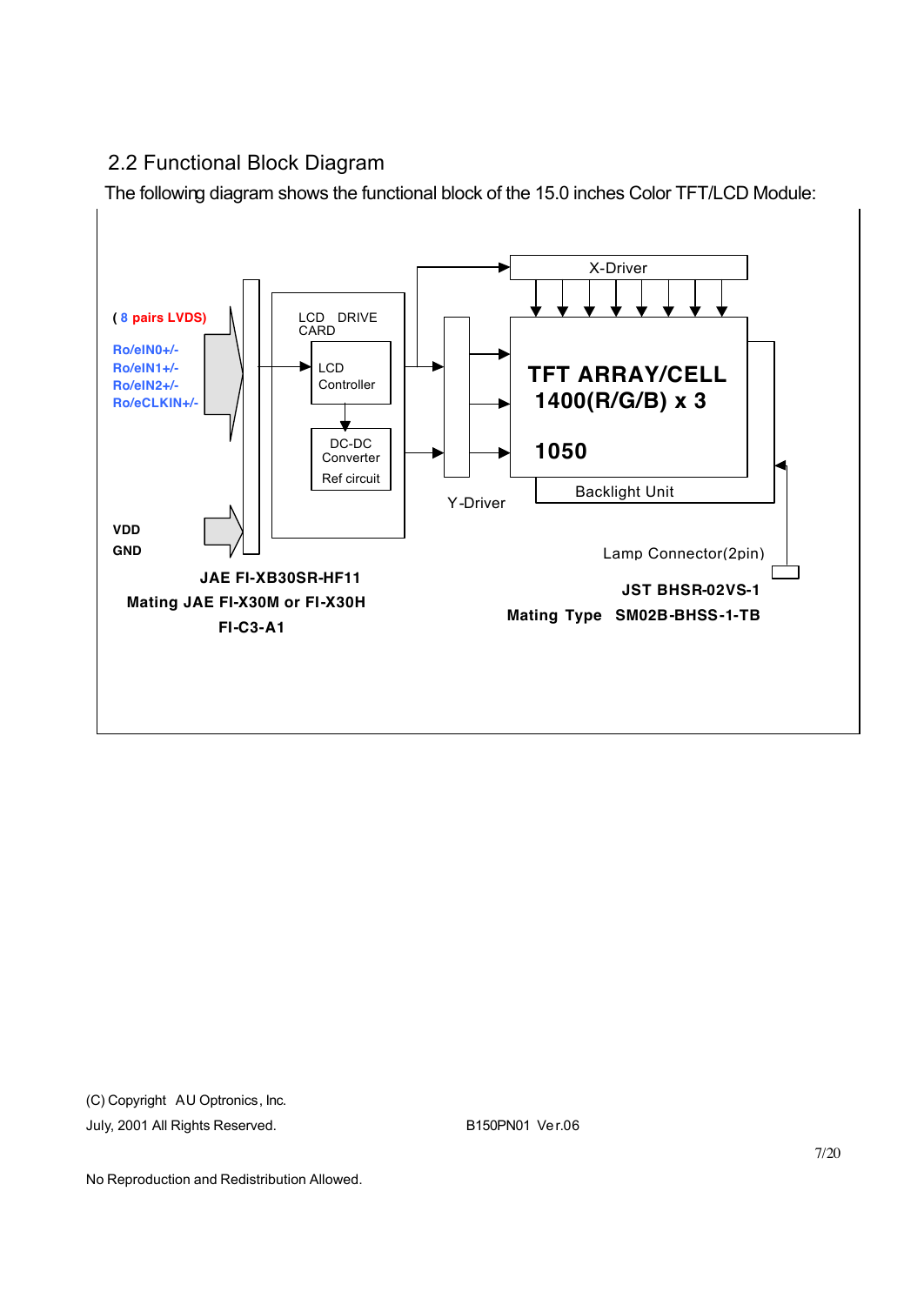## 2.2 Functional Block Diagram

The following diagram shows the functional block of the 15.0 inches Color TFT/LCD Module:

( 8 pairs LVDS)

Ro/eIN0+/-
Ro/eIN1+/-
Ro/eIN2+/-
Ro/eCLKIN+/-

VDD
GND

LCD DRIVE CARD

LCD Controller

DC-DC Converter
Ref circuit

X-Driver

Y-Driver

TFT ARRAY/CELL
1400(R/G/B) x 3
1050

Backlight Unit

Lamp Connector(2pin)

**JAE FI-XB30SR-HF11**
**Mating JAE FI-X30M or FI-X30H**
**FI-C3-A1**

**JST BHSR-02VS-1**
**Mating Type SM02B-BHSS-1-TB**

(C) Copyright AU Optronics, Inc.
July, 2001 All Rights Reserved.

B150PN01 Ver.06

No Reproduction and Redistribution Allowed.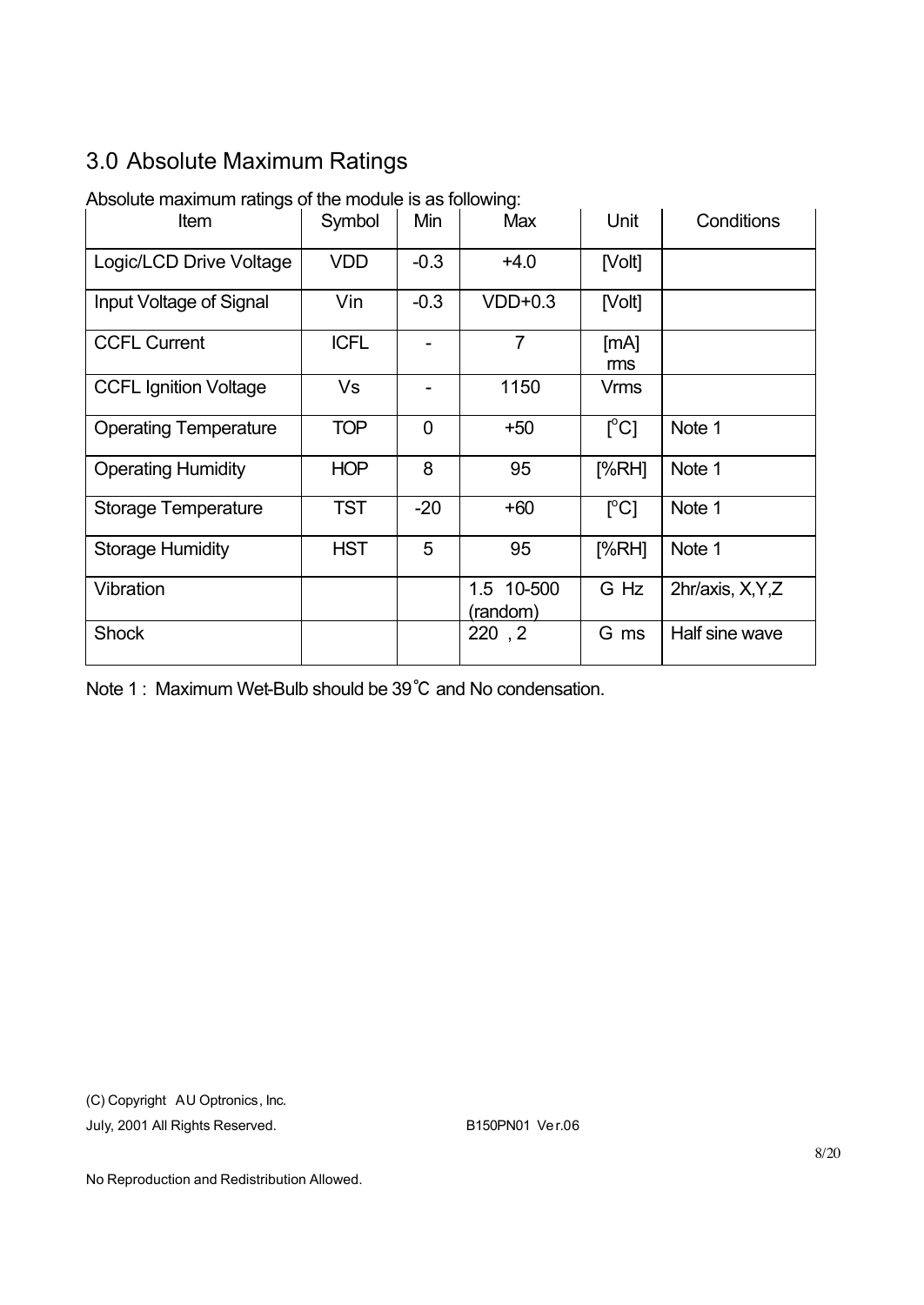## 3.0 Absolute Maximum Ratings

Absolute maximum ratings of the module is as following:

| Item | Symbol | Min | Max | Unit | Conditions |
|---|---|---|---|---|---|
| Logic/LCD Drive Voltage | VDD | -0.3 | +4.0 | [Volt] | |
| Input Voltage of Signal | Vin | -0.3 | VDD+0.3 | [Volt] | |
| CCFL Current | ICFL | - | 7 | [mA] rms | |
| CCFL Ignition Voltage | Vs | - | 1150 | Vrms | |
| Operating Temperature | TOP | 0 | +50 | [°C] | Note 1 |
| Operating Humidity | HOP | 8 | 95 | [%RH] | Note 1 |
| Storage Temperature | TST | -20 | +60 | [°C] | Note 1 |
| Storage Humidity | HST | 5 | 95 | [%RH] | Note 1 |
| Vibration | | | 1.5 10-500 (random) | G Hz | 2hr/axis, X,Y,Z |
| Shock | | | 220 , 2 | G ms | Half sine wave |

Note 1 : Maximum Wet-Bulb should be 39℃ and No condensation.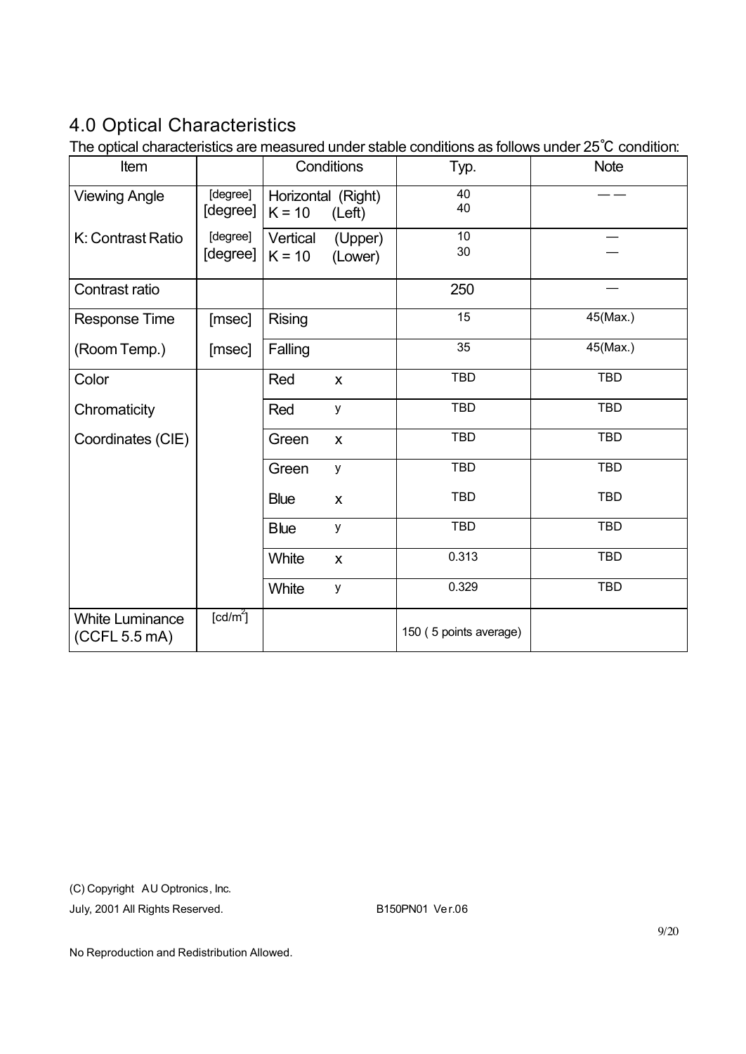## 4.0 Optical Characteristics

The optical characteristics are measured under stable conditions as follows under 25˚C condition:

| Item | | Conditions | Typ. | Note |
|---|---|---|---|---|
| Viewing Angle | [degree]<br>[degree] | Horizontal (Right)<br>K = 10 (Left) | 40<br>40 | — — |
| K: Contrast Ratio | [degree]<br>[degree] | Vertical (Upper)<br>K = 10 (Lower) | 10<br>30 | —<br>— |
| Contrast ratio | | | 250 | — |
| Response Time | [msec] | Rising | 15 | 45(Max.) |
| (Room Temp.) | [msec] | Falling | 35 | 45(Max.) |
| Color | | Red x | TBD | TBD |
| Chromaticity | | Red y | TBD | TBD |
| Coordinates (CIE) | | Green x | TBD | TBD |
| | | Green y | TBD | TBD |
| | | Blue x | TBD | TBD |
| | | Blue y | TBD | TBD |
| | | White x | 0.313 | TBD |
| | | White y | 0.329 | TBD |
| White Luminance (CCFL 5.5 mA) | [cd/m$^2$] | | 150 ( 5 points average) | |

(C) Copyright AU Optronics, Inc.
July, 2001 All Rights Reserved. B150PN01 Ver.06

No Reproduction and Redistribution Allowed.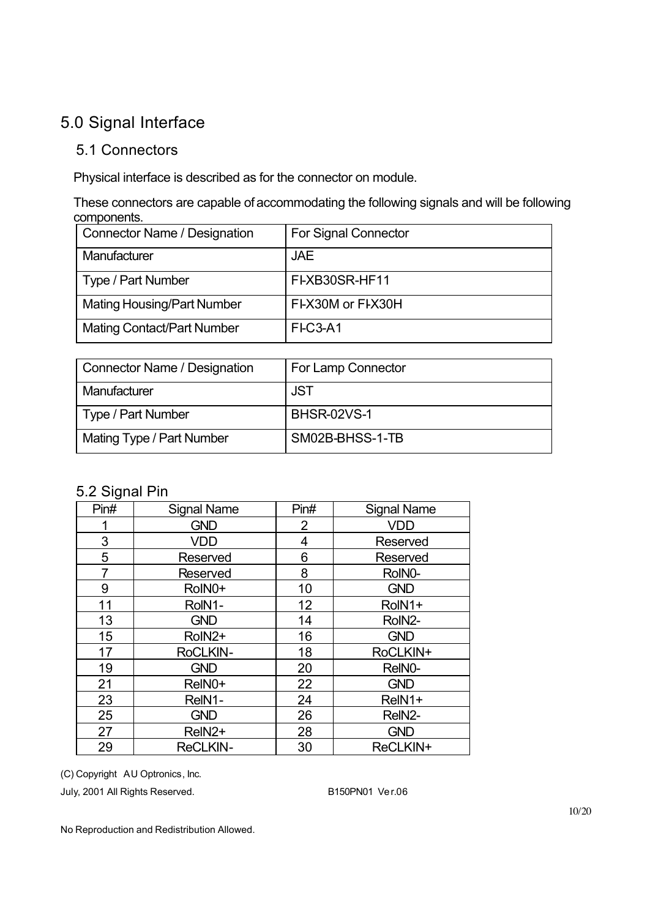## 5.0 Signal Interface

### 5.1 Connectors

Physical interface is described as for the connector on module.

These connectors are capable of accommodating the following signals and will be following components.

| Connector Name / Designation | For Signal Connector |
|---|---|
| Manufacturer | JAE |
| Type / Part Number | FI-XB30SR-HF11 |
| Mating Housing/Part Number | FI-X30M or FI-X30H |
| Mating Contact/Part Number | FI-C3-A1 |

| Connector Name / Designation | For Lamp Connector |
|---|---|
| Manufacturer | JST |
| Type / Part Number | BHSR-02VS-1 |
| Mating Type / Part Number | SM02B-BHSS-1-TB |

### 5.2 Signal Pin

| Pin# | Signal Name | Pin# | Signal Name |
|---|---|---|---|
| 1 | GND | 2 | VDD |
| 3 | VDD | 4 | Reserved |
| 5 | Reserved | 6 | Reserved |
| 7 | Reserved | 8 | RoIN0- |
| 9 | RoIN0+ | 10 | GND |
| 11 | RoIN1- | 12 | RoIN1+ |
| 13 | GND | 14 | RoIN2- |
| 15 | RoIN2+ | 16 | GND |
| 17 | RoCLKIN- | 18 | RoCLKIN+ |
| 19 | GND | 20 | ReIN0- |
| 21 | ReIN0+ | 22 | GND |
| 23 | ReIN1- | 24 | ReIN1+ |
| 25 | GND | 26 | ReIN2- |
| 27 | ReIN2+ | 28 | GND |
| 29 | ReCLKIN- | 30 | ReCLKIN+ |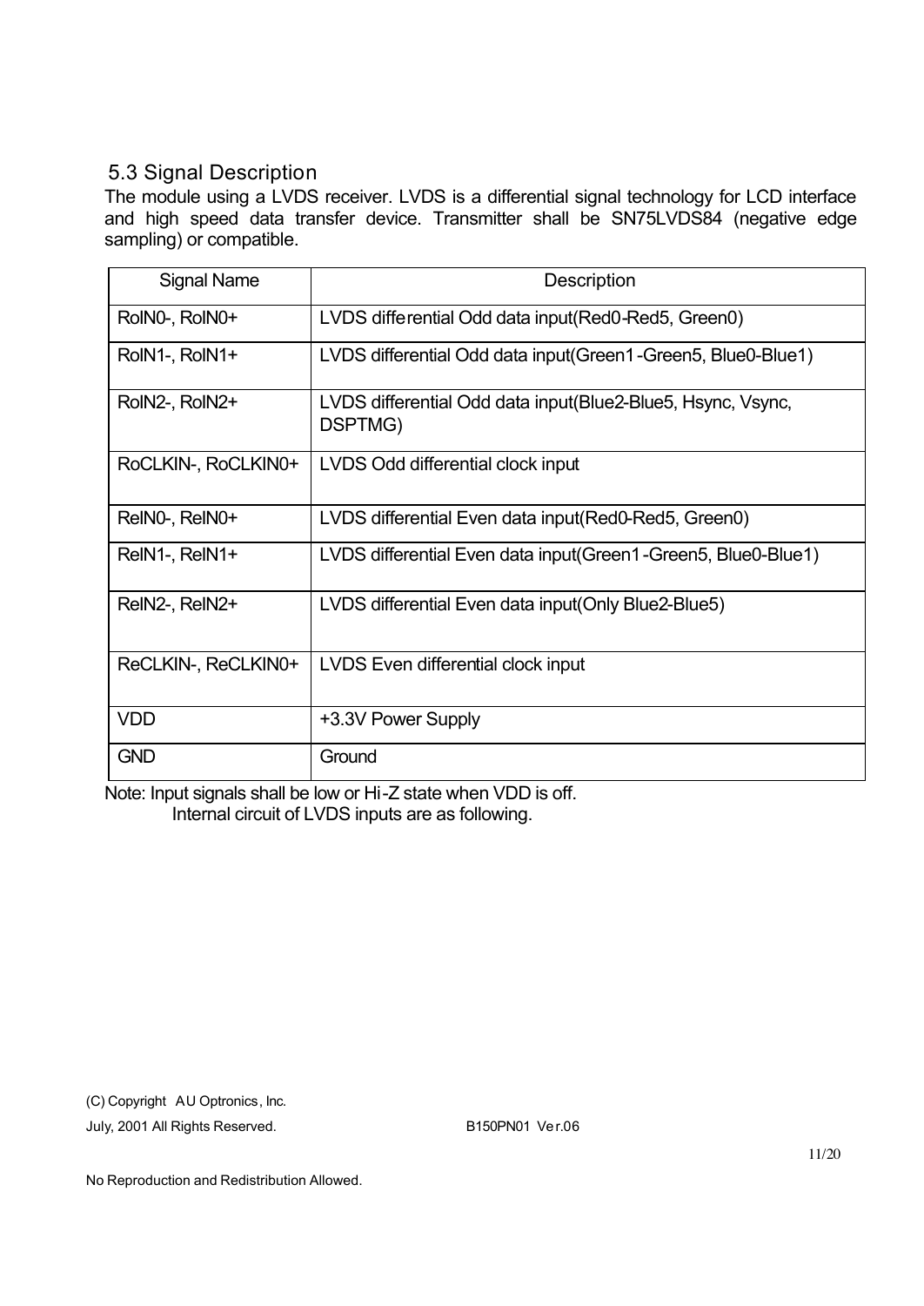## 5.3 Signal Description

The module using a LVDS receiver. LVDS is a differential signal technology for LCD interface and high speed data transfer device. Transmitter shall be SN75LVDS84 (negative edge sampling) or compatible.

| Signal Name | Description |
|---|---|
| RoIN0-, RoIN0+ | LVDS differential Odd data input(Red0-Red5, Green0) |
| RoIN1-, RoIN1+ | LVDS differential Odd data input(Green1-Green5, Blue0-Blue1) |
| RoIN2-, RoIN2+ | LVDS differential Odd data input(Blue2-Blue5, Hsync, Vsync, DSPTMG) |
| RoCLKIN-, RoCLKIN0+ | LVDS Odd differential clock input |
| ReIN0-, ReIN0+ | LVDS differential Even data input(Red0-Red5, Green0) |
| ReIN1-, ReIN1+ | LVDS differential Even data input(Green1-Green5, Blue0-Blue1) |
| ReIN2-, ReIN2+ | LVDS differential Even data input(Only Blue2-Blue5) |
| ReCLKIN-, ReCLKIN0+ | LVDS Even differential clock input |
| VDD | +3.3V Power Supply |
| GND | Ground |

Note: Input signals shall be low or Hi-Z state when VDD is off.
Internal circuit of LVDS inputs are as following.

(C) Copyright AU Optronics, Inc.
July, 2001 All Rights Reserved. B150PN01 Ver.06

No Reproduction and Redistribution Allowed.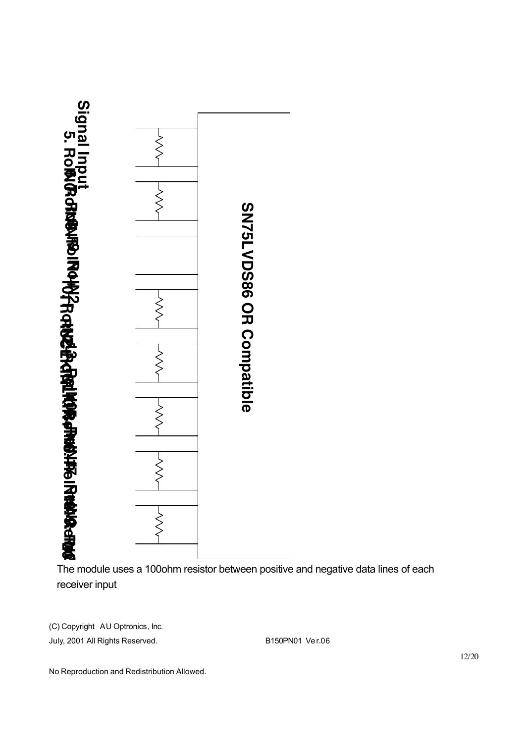Signal Input

5. RoIN0-, RoIN0+ ... (overlapping labels, illegible)

SN75LVDS86 OR Compatible

The module uses a 100ohm resistor between positive and negative data lines of each receiver input

(C) Copyright AU Optronics, Inc.
July, 2001 All Rights Reserved.

B150PN01 Ver.06

No Reproduction and Redistribution Allowed.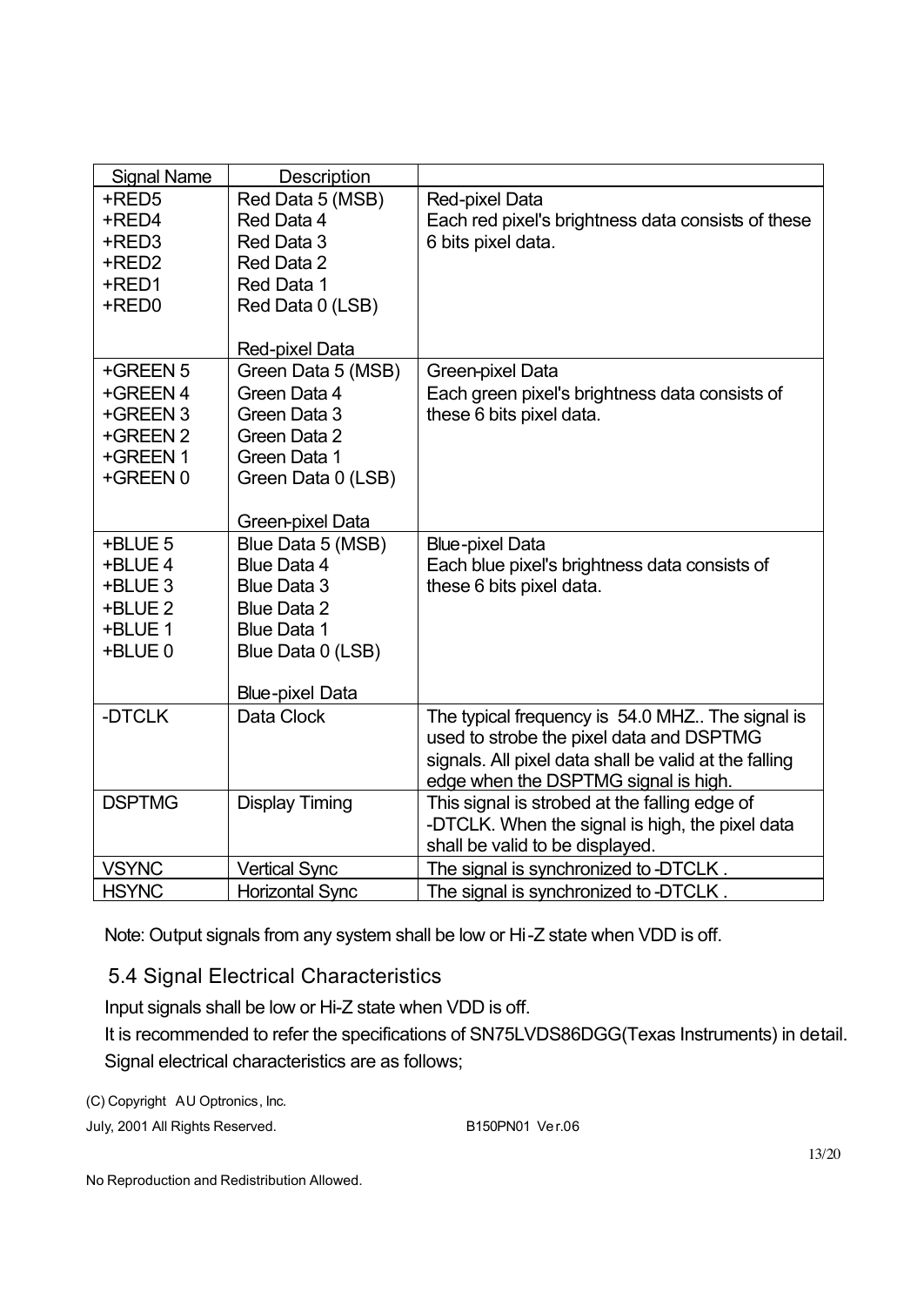| Signal Name | Description | |
|---|---|---|
| +RED5<br>+RED4<br>+RED3<br>+RED2<br>+RED1<br>+RED0 | Red Data 5 (MSB)<br>Red Data 4<br>Red Data 3<br>Red Data 2<br>Red Data 1<br>Red Data 0 (LSB)<br><br>Red-pixel Data | Red-pixel Data<br>Each red pixel's brightness data consists of these 6 bits pixel data. |
| +GREEN 5<br>+GREEN 4<br>+GREEN 3<br>+GREEN 2<br>+GREEN 1<br>+GREEN 0 | Green Data 5 (MSB)<br>Green Data 4<br>Green Data 3<br>Green Data 2<br>Green Data 1<br>Green Data 0 (LSB)<br><br>Green-pixel Data | Green-pixel Data<br>Each green pixel's brightness data consists of these 6 bits pixel data. |
| +BLUE 5<br>+BLUE 4<br>+BLUE 3<br>+BLUE 2<br>+BLUE 1<br>+BLUE 0 | Blue Data 5 (MSB)<br>Blue Data 4<br>Blue Data 3<br>Blue Data 2<br>Blue Data 1<br>Blue Data 0 (LSB)<br><br>Blue-pixel Data | Blue-pixel Data<br>Each blue pixel's brightness data consists of these 6 bits pixel data. |
| -DTCLK | Data Clock | The typical frequency is 54.0 MHZ.. The signal is used to strobe the pixel data and DSPTMG signals. All pixel data shall be valid at the falling edge when the DSPTMG signal is high. |
| DSPTMG | Display Timing | This signal is strobed at the falling edge of -DTCLK. When the signal is high, the pixel data shall be valid to be displayed. |
| VSYNC | Vertical Sync | The signal is synchronized to -DTCLK . |
| HSYNC | Horizontal Sync | The signal is synchronized to -DTCLK . |

Note: Output signals from any system shall be low or Hi-Z state when VDD is off.

## 5.4 Signal Electrical Characteristics

Input signals shall be low or Hi-Z state when VDD is off.

It is recommended to refer the specifications of SN75LVDS86DGG(Texas Instruments) in detail.

Signal electrical characteristics are as follows;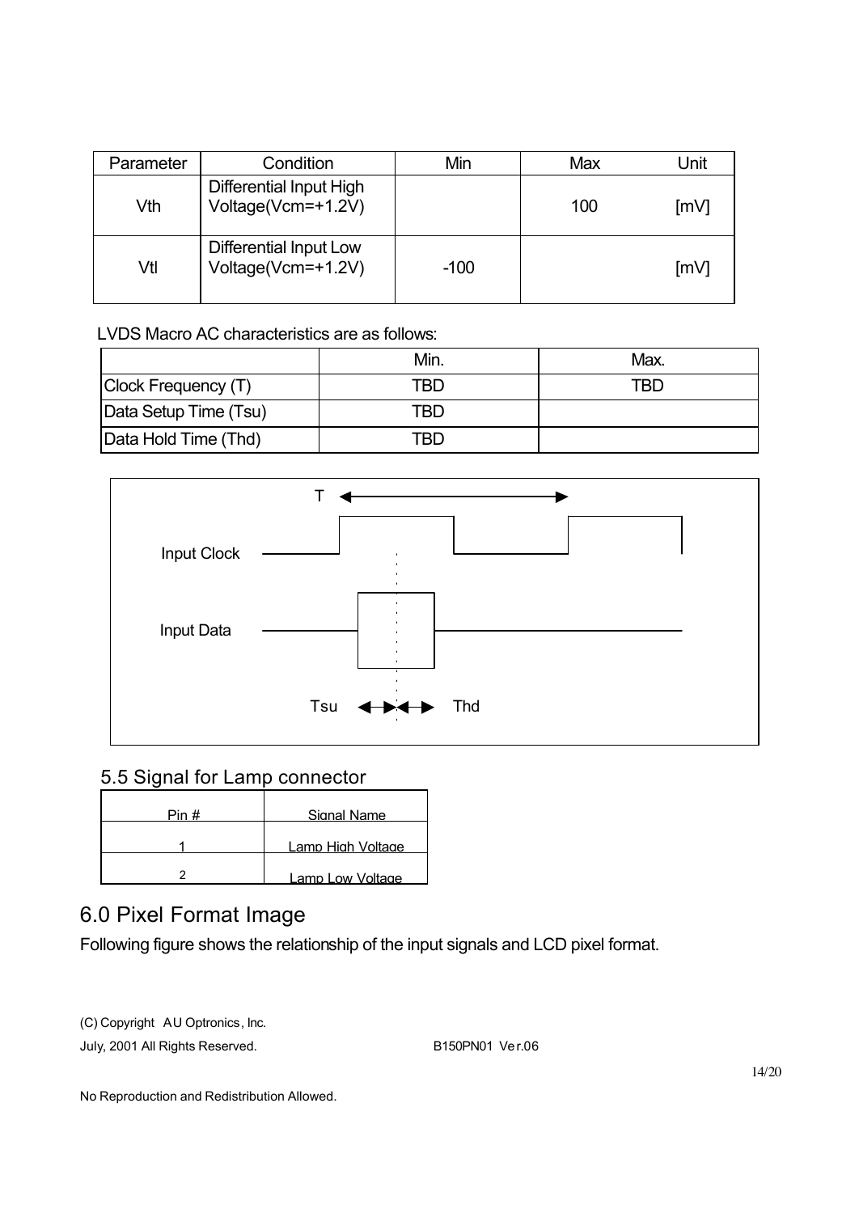| Parameter | Condition | Min | Max | Unit |
|---|---|---|---|---|
| Vth | Differential Input High Voltage(Vcm=+1.2V) | | 100 | [mV] |
| Vtl | Differential Input Low Voltage(Vcm=+1.2V) | -100 | | [mV] |

LVDS Macro AC characteristics are as follows:

| | Min. | Max. |
|---|---|---|
| Clock Frequency (T) | TBD | TBD |
| Data Setup Time (Tsu) | TBD | |
| Data Hold Time (Thd) | TBD | |

T

Input Clock

Input Data

Tsu Thd

## 5.5 Signal for Lamp connector

| Pin # | Signal Name |
|---|---|
| 1 | Lamp High Voltage |
| 2 | Lamp Low Voltage |

# 6.0 Pixel Format Image

Following figure shows the relationship of the input signals and LCD pixel format.

(C) Copyright AU Optronics, Inc.
July, 2001 All Rights Reserved. B150PN01 Ver.06

No Reproduction and Redistribution Allowed.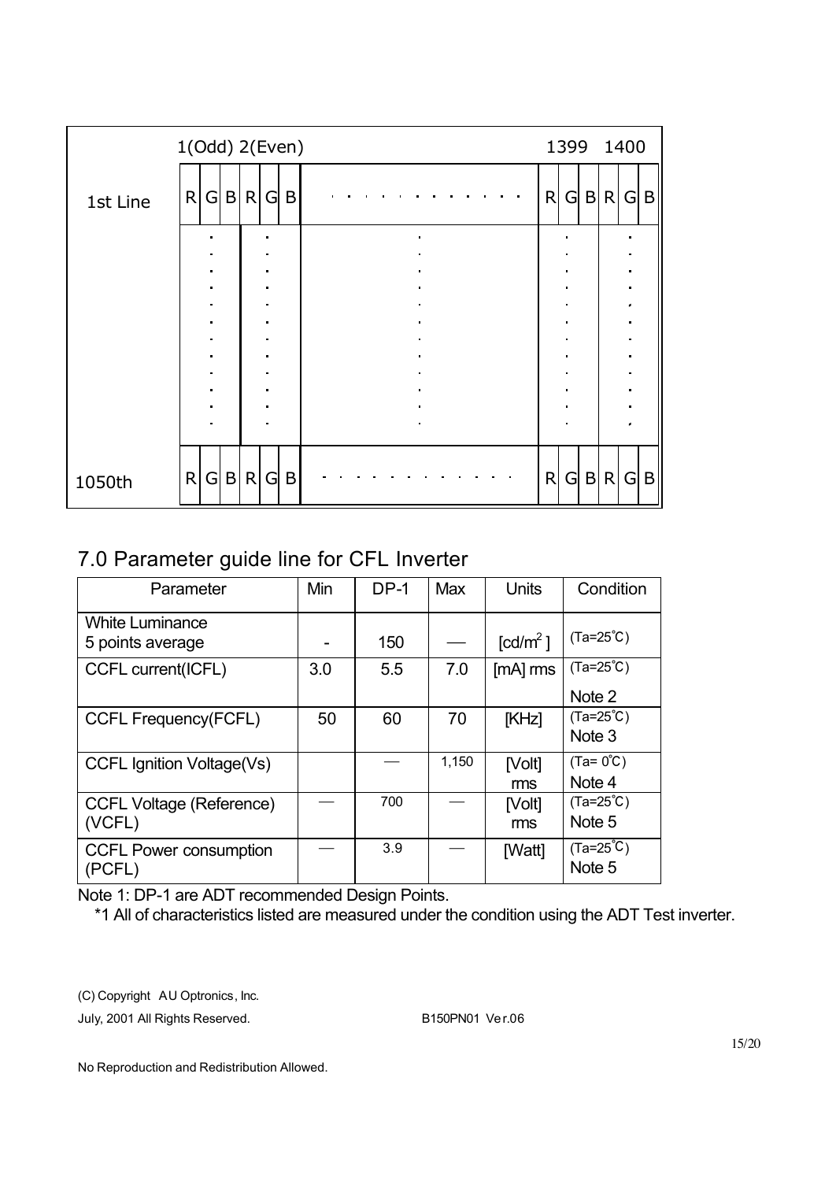| | 1(Odd) | | | 2(Even) | | | | 1399 | | | 1400 | | |
|---|---|---|---|---|---|---|---|---|---|---|---|---|---|
| 1st Line | R | G | B | R | G | B | . . . . . . . . . . . . . | R | G | B | R | G | B |
| | : | | | : | | | : | : | | | : | | |
| 1050th | R | G | B | R | G | B | . . . . . . . . . . . . . | R | G | B | R | G | B |

## 7.0 Parameter guide line for CFL Inverter

| Parameter | Min | DP-1 | Max | Units | Condition |
|---|---|---|---|---|---|
| White Luminance<br>5 points average | - | 150 | — | [cd/m$^2$ ] | (Ta=25℃) |
| CCFL current(ICFL) | 3.0 | 5.5 | 7.0 | [mA] rms | (Ta=25℃)<br>Note 2 |
| CCFL Frequency(FCFL) | 50 | 60 | 70 | [KHz] | (Ta=25℃)<br>Note 3 |
| CCFL Ignition Voltage(Vs) | | — | 1,150 | [Volt] rms | (Ta= 0℃)<br>Note 4 |
| CCFL Voltage (Reference) (VCFL) | — | 700 | — | [Volt] rms | (Ta=25℃)<br>Note 5 |
| CCFL Power consumption (PCFL) | — | 3.9 | — | [Watt] | (Ta=25℃)<br>Note 5 |

Note 1: DP-1 are ADT recommended Design Points.

*1 All of characteristics listed are measured under the condition using the ADT Test inverter.

(C) Copyright AU Optronics, Inc.

July, 2001 All Rights Reserved. B150PN01 Ver.06

No Reproduction and Redistribution Allowed.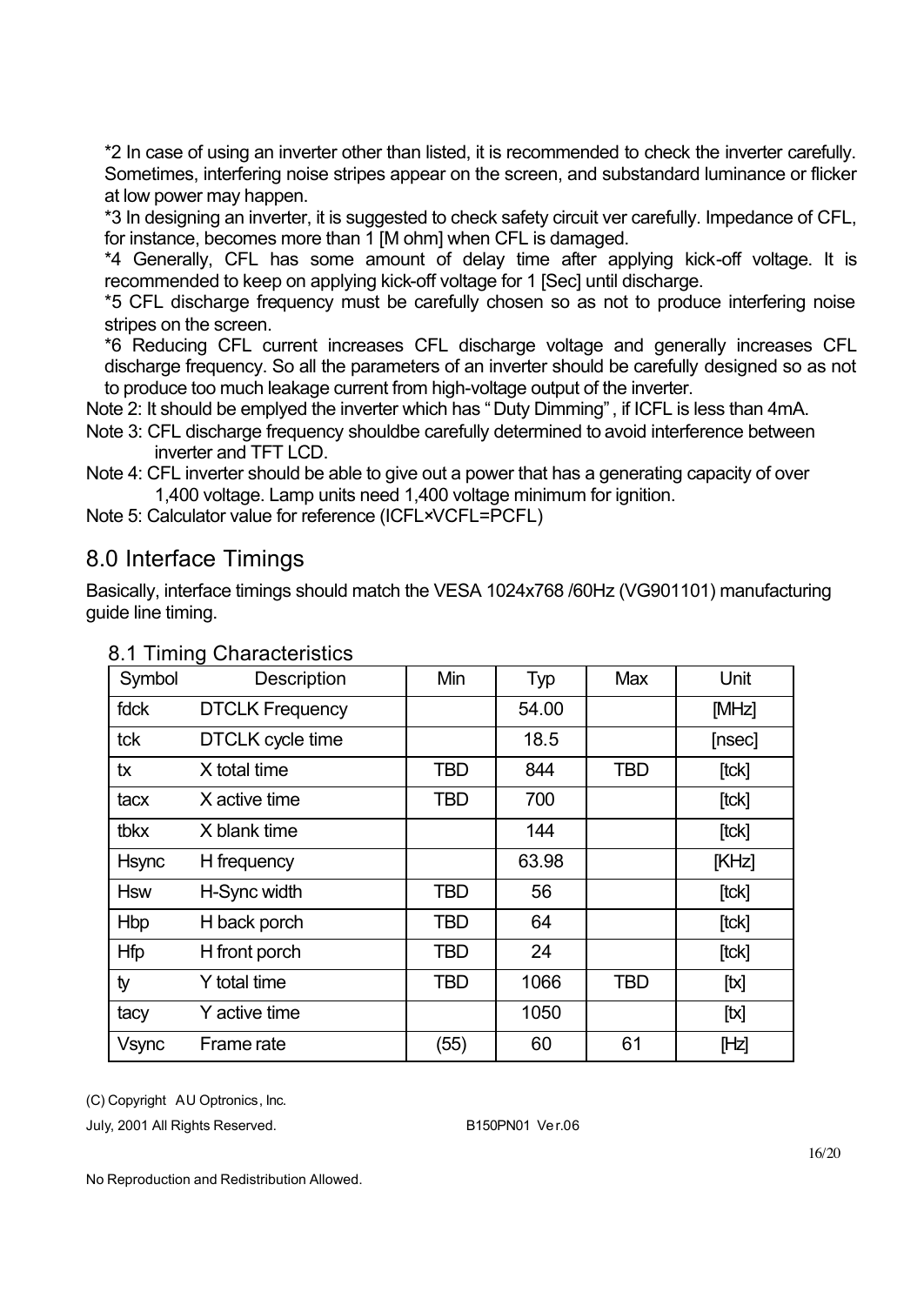*2 In case of using an inverter other than listed, it is recommended to check the inverter carefully. Sometimes, interfering noise stripes appear on the screen, and substandard luminance or flicker at low power may happen.

*3 In designing an inverter, it is suggested to check safety circuit ver carefully. Impedance of CFL, for instance, becomes more than 1 [M ohm] when CFL is damaged.

*4 Generally, CFL has some amount of delay time after applying kick-off voltage. It is recommended to keep on applying kick-off voltage for 1 [Sec] until discharge.

*5 CFL discharge frequency must be carefully chosen so as not to produce interfering noise stripes on the screen.

*6 Reducing CFL current increases CFL discharge voltage and generally increases CFL discharge frequency. So all the parameters of an inverter should be carefully designed so as not to produce too much leakage current from high-voltage output of the inverter.

Note 2: It should be emplyed the inverter which has " Duty Dimming" , if ICFL is less than 4mA.

Note 3: CFL discharge frequency shouldbe carefully determined to avoid interference between inverter and TFT LCD.

Note 4: CFL inverter should be able to give out a power that has a generating capacity of over 1,400 voltage. Lamp units need 1,400 voltage minimum for ignition.

Note 5: Calculator value for reference (ICFL×VCFL=PCFL)

# 8.0 Interface Timings

Basically, interface timings should match the VESA 1024x768 /60Hz (VG901101) manufacturing guide line timing.

## 8.1 Timing Characteristics

| Symbol | Description | Min | Typ | Max | Unit |
|---|---|---|---|---|---|
| fdck | DTCLK Frequency | | 54.00 | | [MHz] |
| tck | DTCLK cycle time | | 18.5 | | [nsec] |
| tx | X total time | TBD | 844 | TBD | [tck] |
| tacx | X active time | TBD | 700 | | [tck] |
| tbkx | X blank time | | 144 | | [tck] |
| Hsync | H frequency | | 63.98 | | [KHz] |
| Hsw | H-Sync width | TBD | 56 | | [tck] |
| Hbp | H back porch | TBD | 64 | | [tck] |
| Hfp | H front porch | TBD | 24 | | [tck] |
| ty | Y total time | TBD | 1066 | TBD | [tx] |
| tacy | Y active time | | 1050 | | [tx] |
| Vsync | Frame rate | (55) | 60 | 61 | [Hz] |

(C) Copyright AU Optronics, Inc.

July, 2001 All Rights Reserved. B150PN01 Ver.06

No Reproduction and Redistribution Allowed.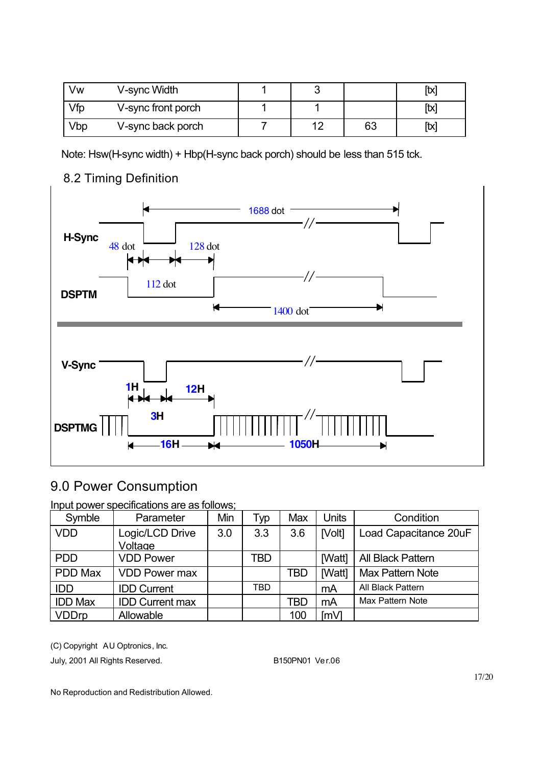| Vw | V-sync Width | 1 | 3 | | [tx] |
|---|---|---|---|---|---|
| Vfp | V-sync front porch | 1 | 1 | | [tx] |
| Vbp | V-sync back porch | 7 | 12 | 63 | [tx] |

Note: Hsw(H-sync width) + Hbp(H-sync back porch) should be less than 515 tck.

## 8.2 Timing Definition

H-Sync

1688 dot

48 dot

128 dot

112 dot

DSPTM

1400 dot

V-Sync

1H

12H

3H

DSPTMG

16H

1050H

## 9.0 Power Consumption

Input power specifications are as follows;

| Symble | Parameter | Min | Typ | Max | Units | Condition |
|---|---|---|---|---|---|---|
| VDD | Logic/LCD Drive Voltage | 3.0 | 3.3 | 3.6 | [Volt] | Load Capacitance 20uF |
| PDD | VDD Power | | TBD | | [Watt] | All Black Pattern |
| PDD Max | VDD Power max | | | TBD | [Watt] | Max Pattern Note |
| IDD | IDD Current | | TBD | | mA | All Black Pattern |
| IDD Max | IDD Current max | | | TBD | mA | Max Pattern Note |
| VDDrp | Allowable | | | 100 | [mV] | |

(C) Copyright AU Optronics, Inc.

July, 2001 All Rights Reserved. B150PN01 Ver.06

No Reproduction and Redistribution Allowed.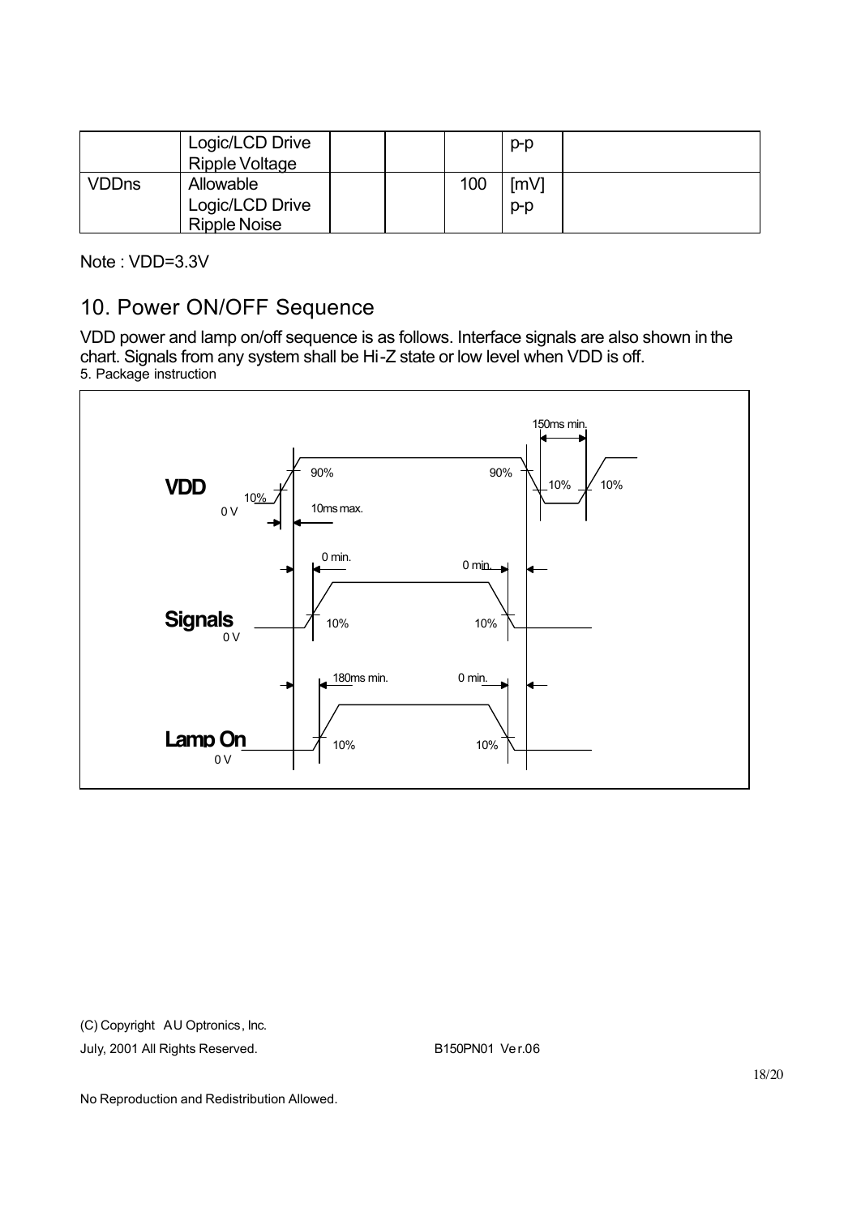|  | Logic/LCD Drive Ripple Voltage |  |  |  | p-p |  |
|---|---|---|---|---|---|---|
| VDDns | Allowable Logic/LCD Drive Ripple Noise |  |  | 100 | [mV] p-p |  |

Note : VDD=3.3V

## 10. Power ON/OFF Sequence

VDD power and lamp on/off sequence is as follows. Interface signals are also shown in the chart. Signals from any system shall be Hi-Z state or low level when VDD is off.

5. Package instruction

VDD: 0 V, 10%, 90%, 10ms max., 90%, 10%, 150ms min., 10%

Signals: 0 V, 0 min., 10%, 0 min., 10%

Lamp On: 0 V, 180ms min., 10%, 0 min., 10%

(C) Copyright AU Optronics, Inc.

July, 2001 All Rights Reserved. B150PN01 Ver.06

No Reproduction and Redistribution Allowed.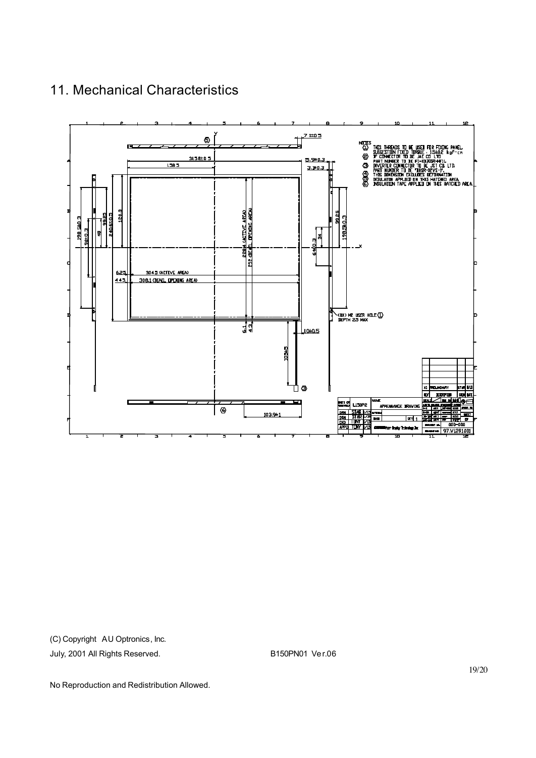## 11. Mechanical Characteristics

NOTES
1. THIS THREADS TO BE USED FOR FIXING PANEL. SUGGESTION FIXED TORQUE : 1.5±0.2 kgf-cm
2. FF CONNECTOR TO BE JAE CO LTD PART NUMBER TO BE FI-XB30SR-HF11.
3. INVERTER CONNECTOR TO BE JST CO LTD. PART NUMBER TO BE "BHSR-02VS-1".
4. THIS DIMENSION EXCLUDES DEFORMATION
5. INSULATOR APPLIED ON THIS HATCHED AREA.
6. INSULATION TAPE APPLIED ON THIS HATCHED AREA.

(C) Copyright AU Optronics, Inc.
July, 2001 All Rights Reserved. B150PN01 Ver.06

No Reproduction and Redistribution Allowed.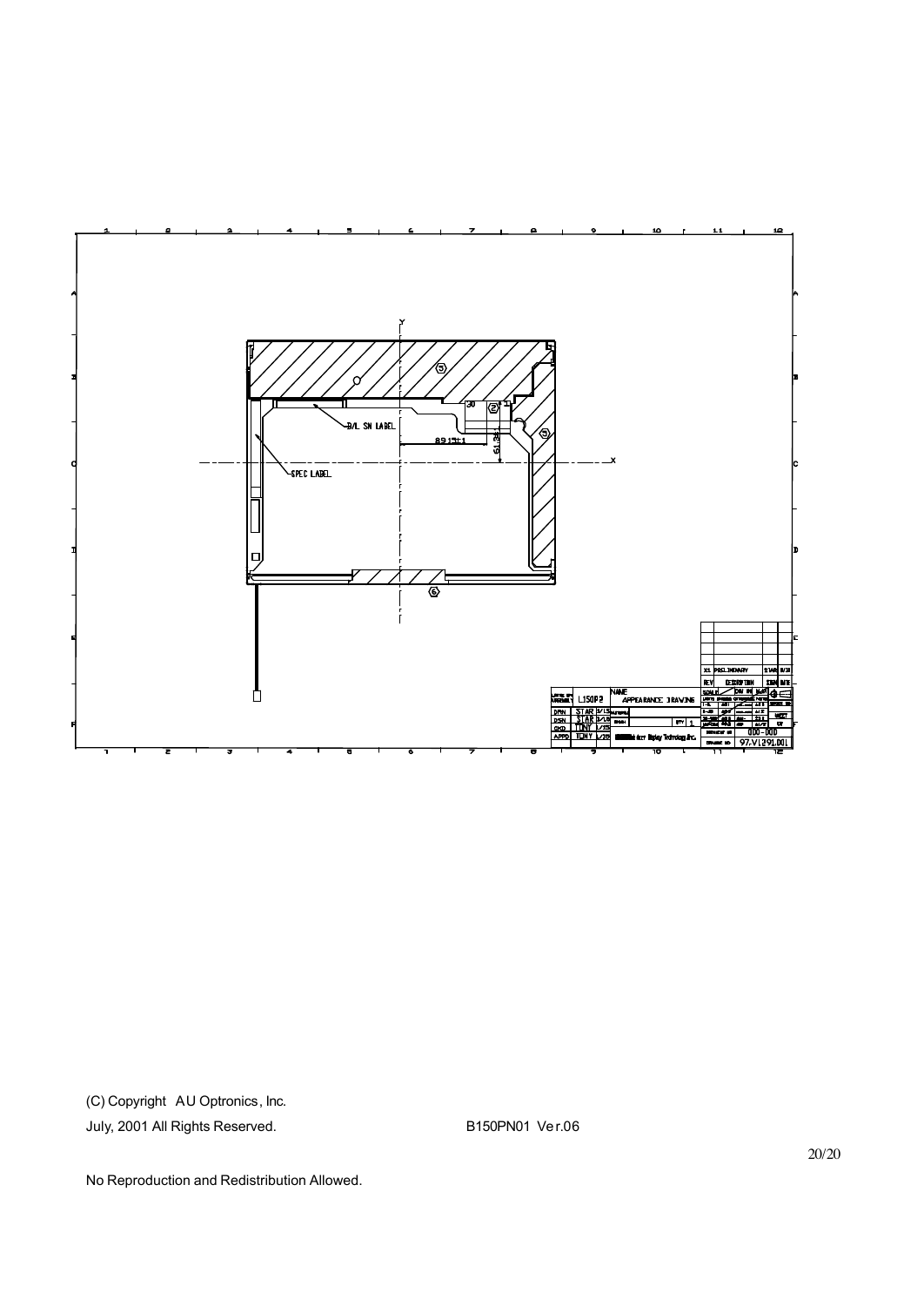B/L SN LABEL

SPEC LABEL

89.15±1

61.3±1

30

L150P2

APPEARANCE DRAWING

97.VL291.001

(C) Copyright AU Optronics, Inc.

July, 2001 All Rights Reserved.

B150PN01 Ver.06

No Reproduction and Redistribution Allowed.